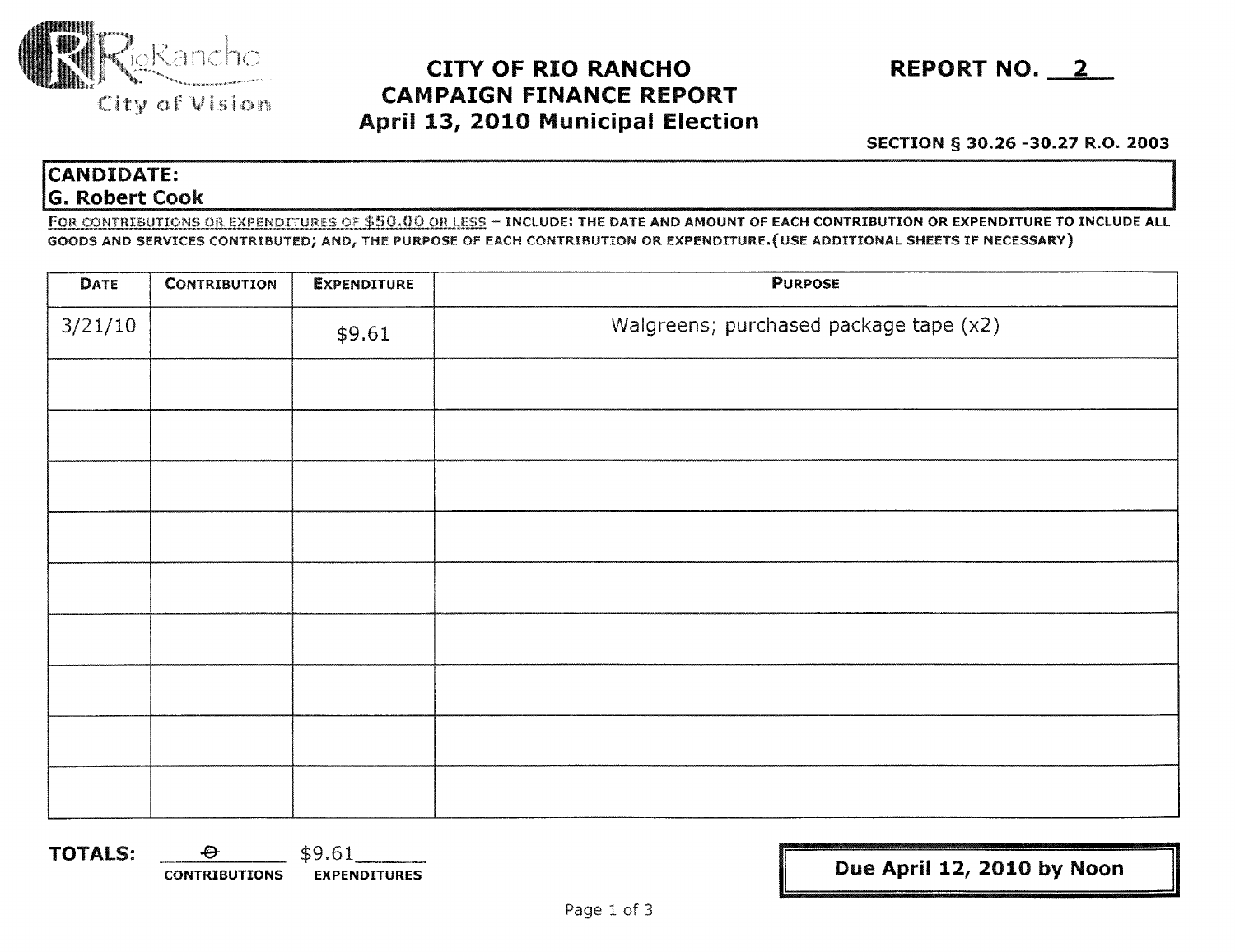RioRancho City of Vision

# CITY OF RIO RANCHO
## CAMPAIGN FINANCE REPORT
## April 13, 2010 Municipal Election

**REPORT NO. 2**

**SECTION § 30.26 -30.27 R.O. 2003**

**CANDIDATE:**
**G. Robert Cook**

FOR CONTRIBUTIONS OR EXPENDITURES OF $50.00 OR LESS – INCLUDE: THE DATE AND AMOUNT OF EACH CONTRIBUTION OR EXPENDITURE TO INCLUDE ALL GOODS AND SERVICES CONTRIBUTED; AND, THE PURPOSE OF EACH CONTRIBUTION OR EXPENDITURE.(USE ADDITIONAL SHEETS IF NECESSARY)

| DATE | CONTRIBUTION | EXPENDITURE | PURPOSE |
|---|---|---|---|
| 3/21/10 | | $9.61 | Walgreens; purchased package tape (x2) |
| | | | |
| | | | |
| | | | |
| | | | |
| | | | |
| | | | |
| | | | |
| | | | |
| | | | |

**TOTALS:** ~~0~~ CONTRIBUTIONS $9.61 EXPENDITURES

**Due April 12, 2010 by Noon**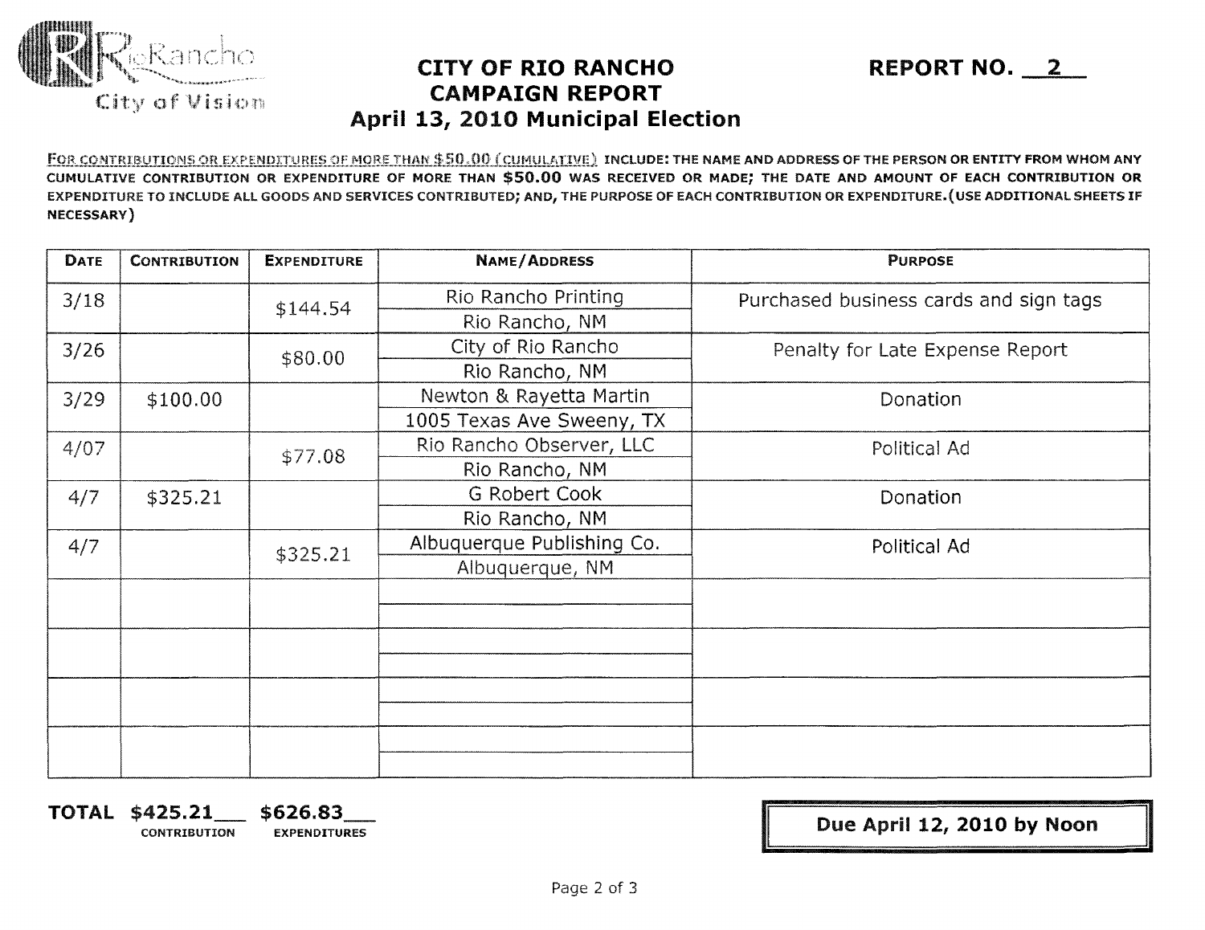Rio Rancho City of Vision

# CITY OF RIO RANCHO CAMPAIGN REPORT April 13, 2010 Municipal Election

**REPORT NO. 2**

FOR CONTRIBUTIONS OR EXPENDITURES OF MORE THAN $50.00 (CUMULATIVE) INCLUDE: THE NAME AND ADDRESS OF THE PERSON OR ENTITY FROM WHOM ANY CUMULATIVE CONTRIBUTION OR EXPENDITURE OF MORE THAN **$50.00** WAS RECEIVED OR MADE; THE DATE AND AMOUNT OF EACH CONTRIBUTION OR EXPENDITURE TO INCLUDE ALL GOODS AND SERVICES CONTRIBUTED; AND, THE PURPOSE OF EACH CONTRIBUTION OR EXPENDITURE. (USE ADDITIONAL SHEETS IF NECESSARY)

| DATE | CONTRIBUTION | EXPENDITURE | NAME/ADDRESS | PURPOSE |
|---|---|---|---|---|
| 3/18 | | $144.54 | Rio Rancho Printing<br>Rio Rancho, NM | Purchased business cards and sign tags |
| 3/26 | | $80.00 | City of Rio Rancho<br>Rio Rancho, NM | Penalty for Late Expense Report |
| 3/29 | $100.00 | | Newton & Rayetta Martin<br>1005 Texas Ave Sweeny, TX | Donation |
| 4/07 | | $77.08 | Rio Rancho Observer, LLC<br>Rio Rancho, NM | Political Ad |
| 4/7 | $325.21 | | G Robert Cook<br>Rio Rancho, NM | Donation |
| 4/7 | | $325.21 | Albuquerque Publishing Co.<br>Albuquerque, NM | Political Ad |
| | | | | |
| | | | | |
| | | | | |
| | | | | |

**TOTAL $425.21** (CONTRIBUTION) **$626.83** (EXPENDITURES)

**Due April 12, 2010 by Noon**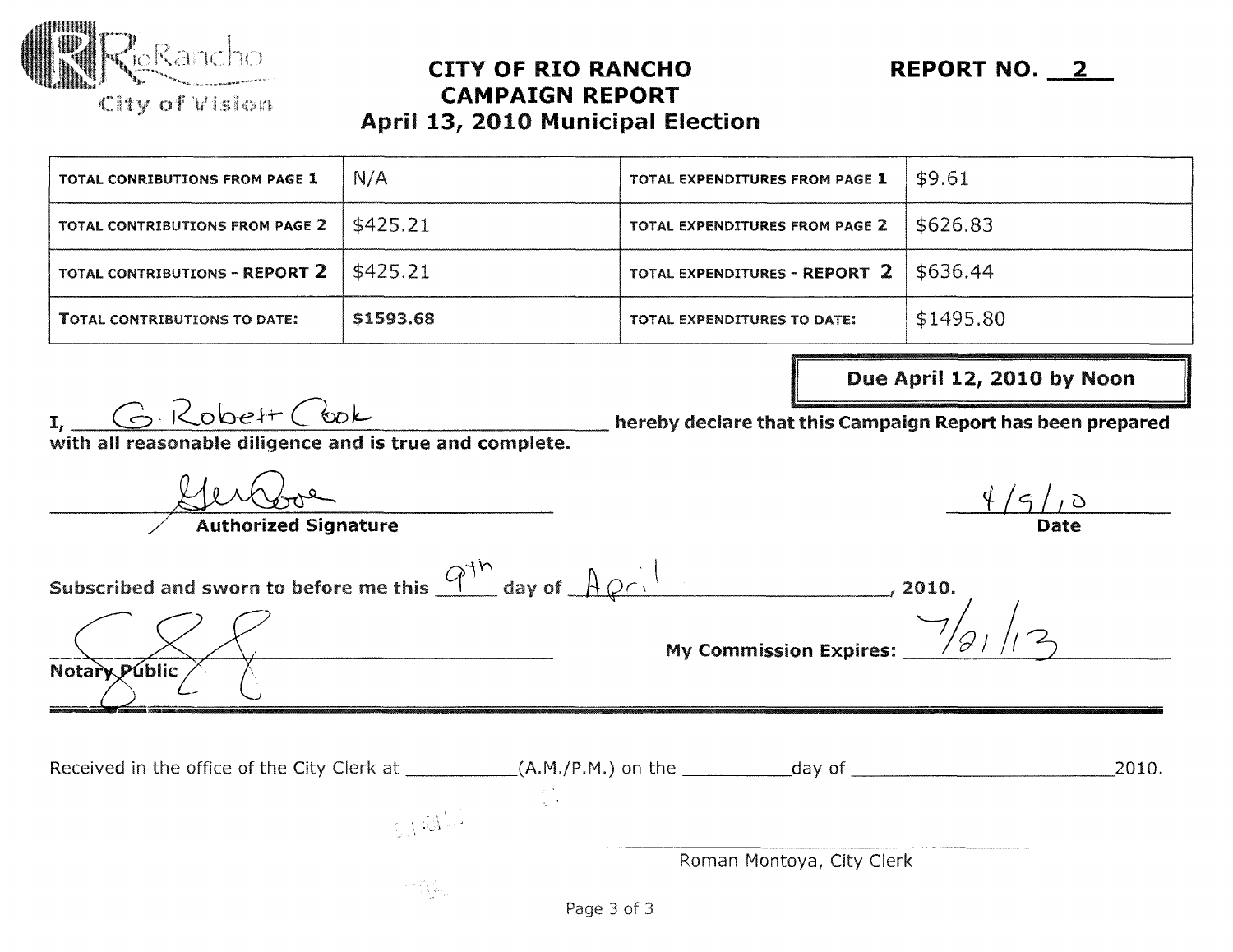RioRancho
City of Vision

# CITY OF RIO RANCHO
## CAMPAIGN REPORT
## April 13, 2010 Municipal Election

**REPORT NO. 2**

| | | | |
|---|---|---|---|
| TOTAL CONRIBUTIONS FROM PAGE 1 | N/A | TOTAL EXPENDITURES FROM PAGE 1 | $9.61 |
| TOTAL CONTRIBUTIONS FROM PAGE 2 | $425.21 | TOTAL EXPENDITURES FROM PAGE 2 | $626.83 |
| TOTAL CONTRIBUTIONS - REPORT 2 | $425.21 | TOTAL EXPENDITURES - REPORT 2 | $636.44 |
| TOTAL CONTRIBUTIONS TO DATE: | **$1593.68** | TOTAL EXPENDITURES TO DATE: | $1495.80 |

**Due April 12, 2010 by Noon**

**I, G. Robert Cook hereby declare that this Campaign Report has been prepared with all reasonable diligence and is true and complete.**

**Authorized Signature** — 4/9/10 **Date**

**Subscribed and sworn to before me this 9th day of April, 2010.**

**Notary Public** — **My Commission Expires:** 7/21/13

Received in the office of the City Clerk at ________(A.M./P.M.) on the ________day of ________________2010.

Roman Montoya, City Clerk